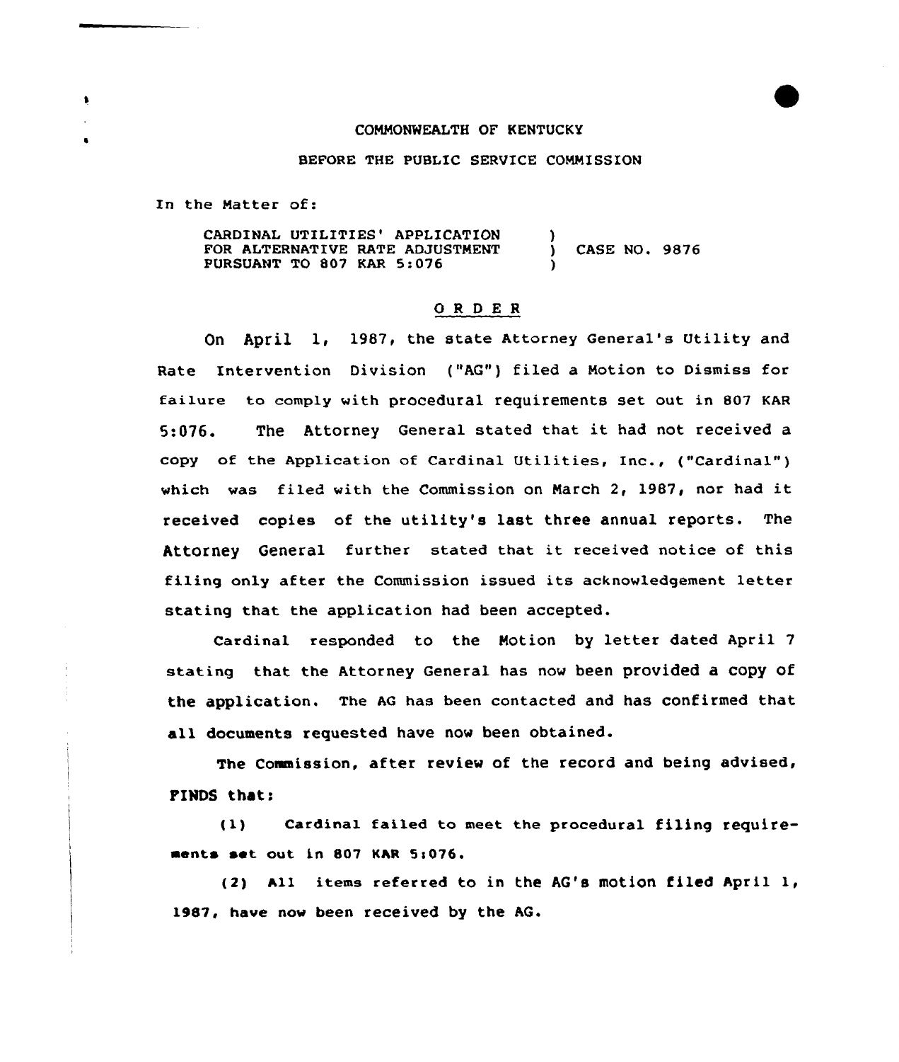COMMONWEALTH OF KENTUCKY

BEFORE THE PUBLIC SERVICE COMMISSION

In the Matter of:

| | | |
|---|---|---|
| CARDINAL UTILITIES' APPLICATION FOR ALTERNATIVE RATE ADJUSTMENT PURSUANT TO 807 KAR 5:076 | ) ) ) | CASE NO. 9876 |

## O R D E R

On April 1, 1987, the state Attorney General's Utility and Rate Intervention Division ("AG") filed a Motion to Dismiss for failure to comply with procedural requirements set out in 807 KAR 5:076. The Attorney General stated that it had not received a copy of the Application of Cardinal Utilities, Inc., ("Cardinal") which was filed with the Commission on March 2, 1987, nor had it received copies of the utility's last three annual reports. The Attorney General further stated that it received notice of this filing only after the Commission issued its acknowledgement letter stating that the application had been accepted.

Cardinal responded to the Motion by letter dated April 7 stating that the Attorney General has now been provided a copy of the application. The AG has been contacted and has confirmed that all documents requested have now been obtained.

The Commission, after review of the record and being advised, FINDS that:

(1) Cardinal failed to meet the procedural filing requirements set out in 807 KAR 5:076.

(2) All items referred to in the AG's motion filed April 1, 1987, have now been received by the AG.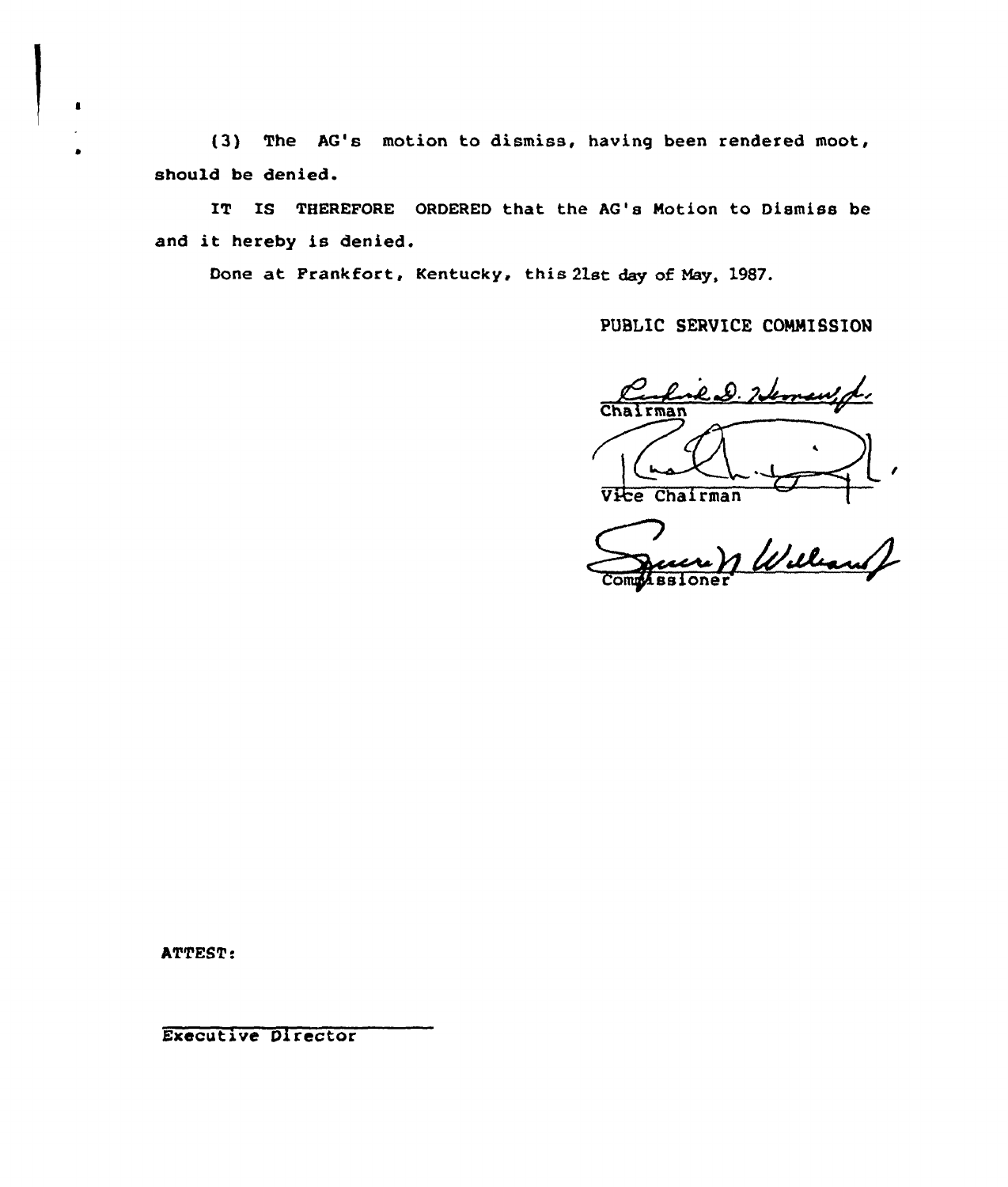(3) The AG's motion to dismiss, having been rendered moot, should be denied.

IT IS THEREFORE ORDERED that the AG's Motion to Dismiss be and it hereby is denied.

Done at Frankfort, Kentucky, this 21st day of May, 1987.

PUBLIC SERVICE COMMISSION

Chairman

Vice Chairman

Commissioner

ATTEST:

Executive Director